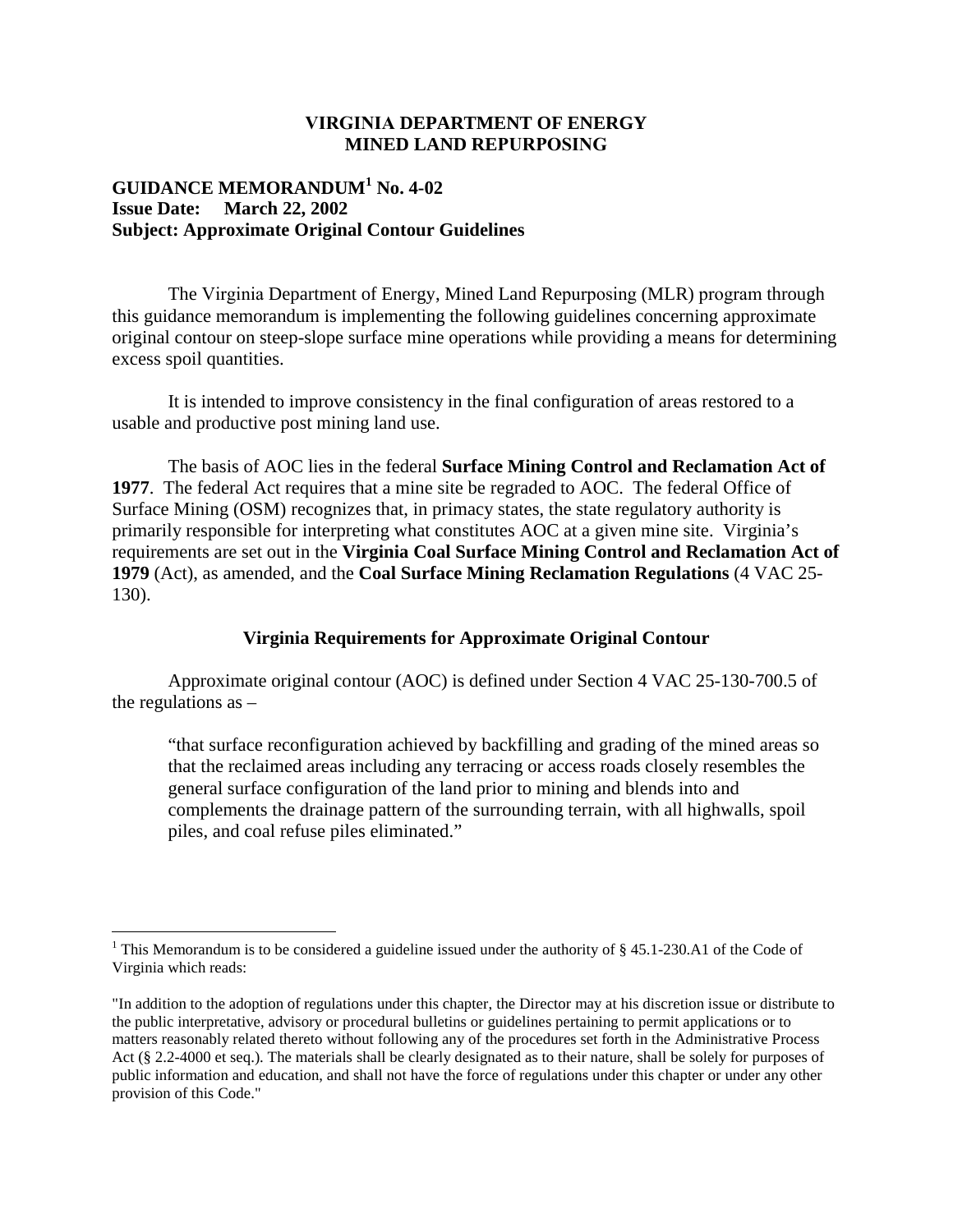**VIRGINIA DEPARTMENT OF ENERGY**
**MINED LAND REPURPOSING**

**GUIDANCE MEMORANDUM[1] No. 4-02**
**Issue Date: March 22, 2002**
**Subject: Approximate Original Contour Guidelines**

The Virginia Department of Energy, Mined Land Repurposing (MLR) program through this guidance memorandum is implementing the following guidelines concerning approximate original contour on steep-slope surface mine operations while providing a means for determining excess spoil quantities.

It is intended to improve consistency in the final configuration of areas restored to a usable and productive post mining land use.

The basis of AOC lies in the federal **Surface Mining Control and Reclamation Act of 1977**. The federal Act requires that a mine site be regraded to AOC. The federal Office of Surface Mining (OSM) recognizes that, in primacy states, the state regulatory authority is primarily responsible for interpreting what constitutes AOC at a given mine site. Virginia's requirements are set out in the **Virginia Coal Surface Mining Control and Reclamation Act of 1979** (Act), as amended, and the **Coal Surface Mining Reclamation Regulations** (4 VAC 25-130).

## Virginia Requirements for Approximate Original Contour

Approximate original contour (AOC) is defined under Section 4 VAC 25-130-700.5 of the regulations as –

> "that surface reconfiguration achieved by backfilling and grading of the mined areas so that the reclaimed areas including any terracing or access roads closely resembles the general surface configuration of the land prior to mining and blends into and complements the drainage pattern of the surrounding terrain, with all highwalls, spoil piles, and coal refuse piles eliminated."

---

[1] This Memorandum is to be considered a guideline issued under the authority of § 45.1-230.A1 of the Code of Virginia which reads:

"In addition to the adoption of regulations under this chapter, the Director may at his discretion issue or distribute to the public interpretative, advisory or procedural bulletins or guidelines pertaining to permit applications or to matters reasonably related thereto without following any of the procedures set forth in the Administrative Process Act (§ 2.2-4000 et seq.). The materials shall be clearly designated as to their nature, shall be solely for purposes of public information and education, and shall not have the force of regulations under this chapter or under any other provision of this Code."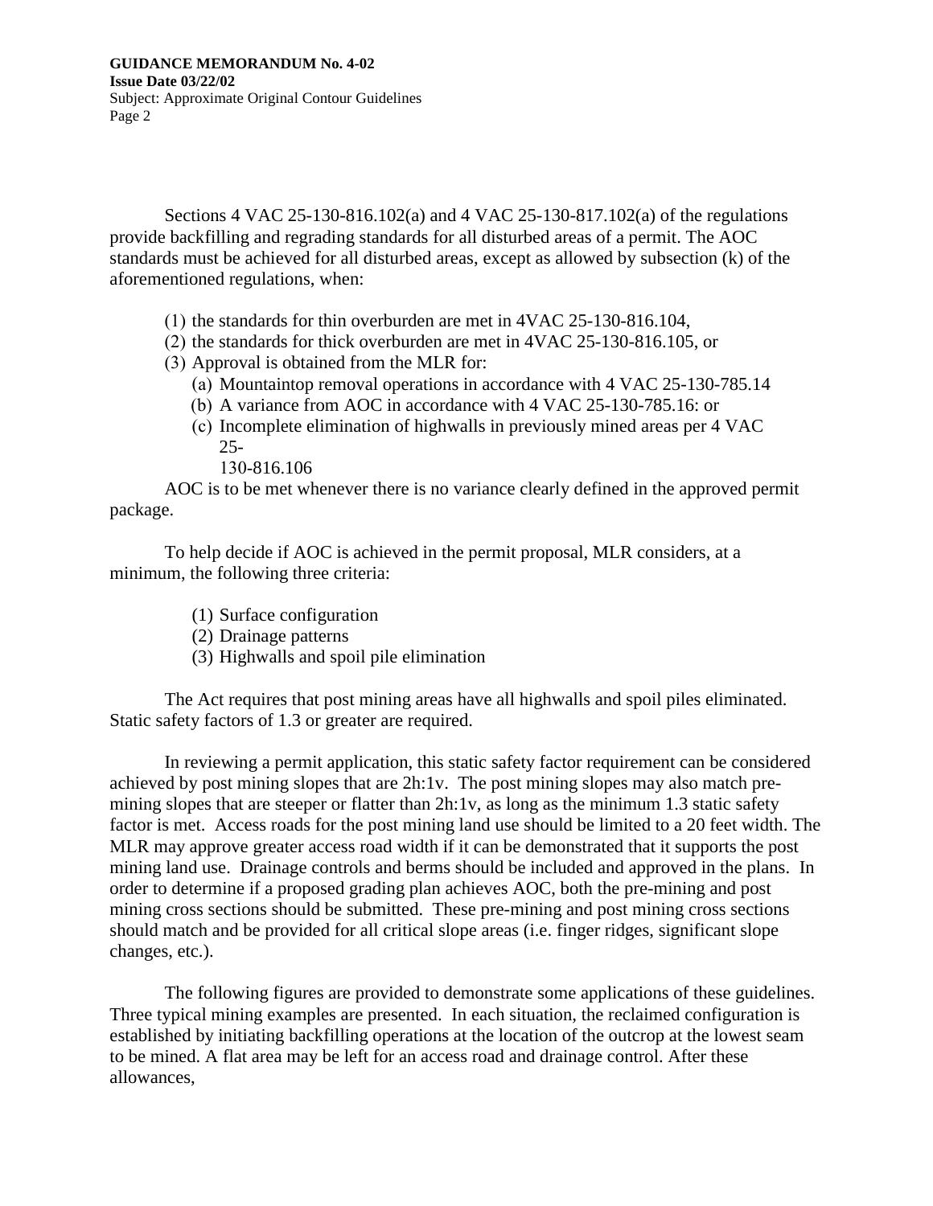Sections 4 VAC 25-130-816.102(a) and 4 VAC 25-130-817.102(a) of the regulations provide backfilling and regrading standards for all disturbed areas of a permit. The AOC standards must be achieved for all disturbed areas, except as allowed by subsection (k) of the aforementioned regulations, when:

(1) the standards for thin overburden are met in 4VAC 25-130-816.104,
(2) the standards for thick overburden are met in 4VAC 25-130-816.105, or
(3) Approval is obtained from the MLR for:
  (a) Mountaintop removal operations in accordance with 4 VAC 25-130-785.14
  (b) A variance from AOC in accordance with 4 VAC 25-130-785.16: or
  (c) Incomplete elimination of highwalls in previously mined areas per 4 VAC 25-130-816.106

AOC is to be met whenever there is no variance clearly defined in the approved permit package.

To help decide if AOC is achieved in the permit proposal, MLR considers, at a minimum, the following three criteria:

(1) Surface configuration
(2) Drainage patterns
(3) Highwalls and spoil pile elimination

The Act requires that post mining areas have all highwalls and spoil piles eliminated. Static safety factors of 1.3 or greater are required.

In reviewing a permit application, this static safety factor requirement can be considered achieved by post mining slopes that are 2h:1v. The post mining slopes may also match pre-mining slopes that are steeper or flatter than 2h:1v, as long as the minimum 1.3 static safety factor is met. Access roads for the post mining land use should be limited to a 20 feet width. The MLR may approve greater access road width if it can be demonstrated that it supports the post mining land use. Drainage controls and berms should be included and approved in the plans. In order to determine if a proposed grading plan achieves AOC, both the pre-mining and post mining cross sections should be submitted. These pre-mining and post mining cross sections should match and be provided for all critical slope areas (i.e. finger ridges, significant slope changes, etc.).

The following figures are provided to demonstrate some applications of these guidelines. Three typical mining examples are presented. In each situation, the reclaimed configuration is established by initiating backfilling operations at the location of the outcrop at the lowest seam to be mined. A flat area may be left for an access road and drainage control. After these allowances,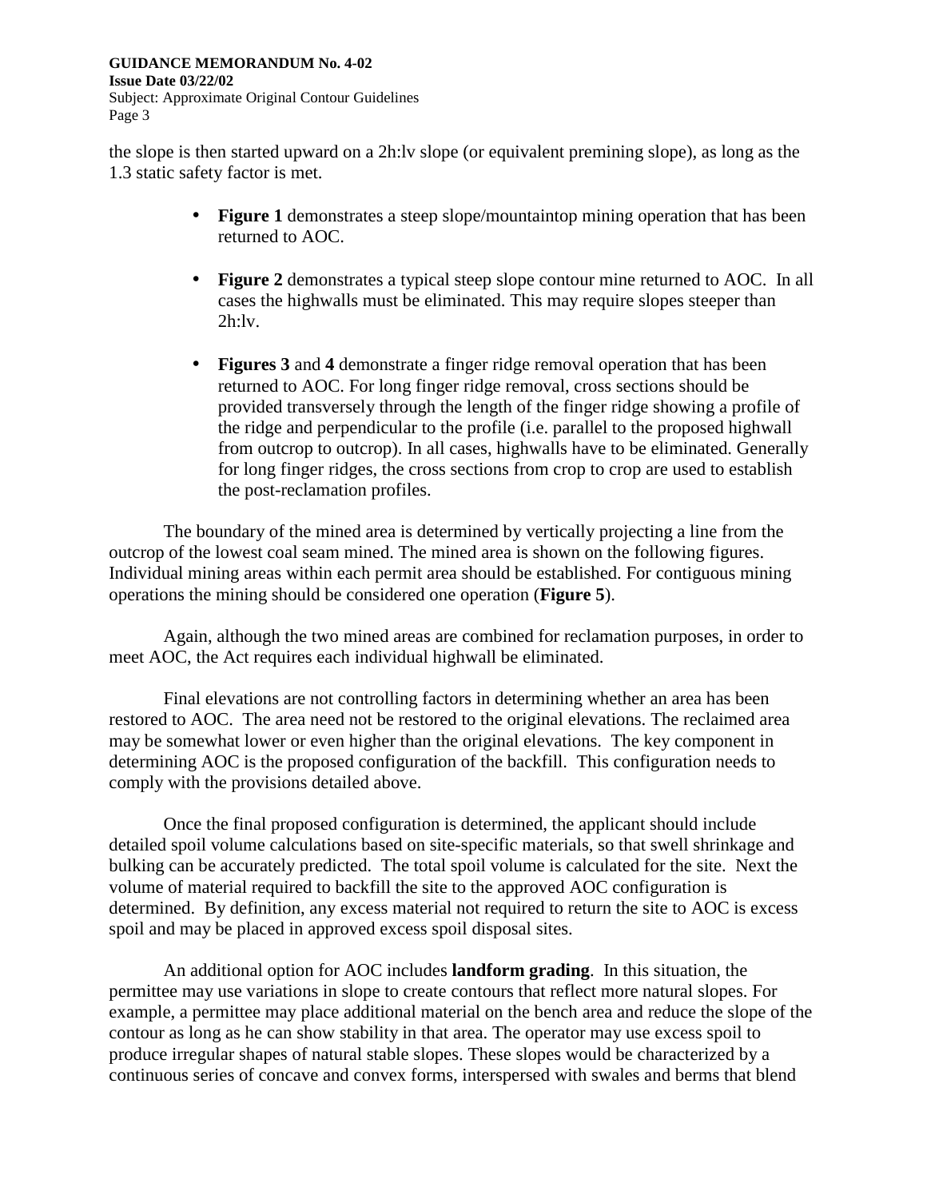the slope is then started upward on a 2h:lv slope (or equivalent premining slope), as long as the 1.3 static safety factor is met.

- **Figure 1** demonstrates a steep slope/mountaintop mining operation that has been returned to AOC.
- **Figure 2** demonstrates a typical steep slope contour mine returned to AOC. In all cases the highwalls must be eliminated. This may require slopes steeper than 2h:lv.
- **Figures 3** and **4** demonstrate a finger ridge removal operation that has been returned to AOC. For long finger ridge removal, cross sections should be provided transversely through the length of the finger ridge showing a profile of the ridge and perpendicular to the profile (i.e. parallel to the proposed highwall from outcrop to outcrop). In all cases, highwalls have to be eliminated. Generally for long finger ridges, the cross sections from crop to crop are used to establish the post-reclamation profiles.

The boundary of the mined area is determined by vertically projecting a line from the outcrop of the lowest coal seam mined. The mined area is shown on the following figures. Individual mining areas within each permit area should be established. For contiguous mining operations the mining should be considered one operation (**Figure 5**).

Again, although the two mined areas are combined for reclamation purposes, in order to meet AOC, the Act requires each individual highwall be eliminated.

Final elevations are not controlling factors in determining whether an area has been restored to AOC. The area need not be restored to the original elevations. The reclaimed area may be somewhat lower or even higher than the original elevations. The key component in determining AOC is the proposed configuration of the backfill. This configuration needs to comply with the provisions detailed above.

Once the final proposed configuration is determined, the applicant should include detailed spoil volume calculations based on site-specific materials, so that swell shrinkage and bulking can be accurately predicted. The total spoil volume is calculated for the site. Next the volume of material required to backfill the site to the approved AOC configuration is determined. By definition, any excess material not required to return the site to AOC is excess spoil and may be placed in approved excess spoil disposal sites.

An additional option for AOC includes **landform grading**. In this situation, the permittee may use variations in slope to create contours that reflect more natural slopes. For example, a permittee may place additional material on the bench area and reduce the slope of the contour as long as he can show stability in that area. The operator may use excess spoil to produce irregular shapes of natural stable slopes. These slopes would be characterized by a continuous series of concave and convex forms, interspersed with swales and berms that blend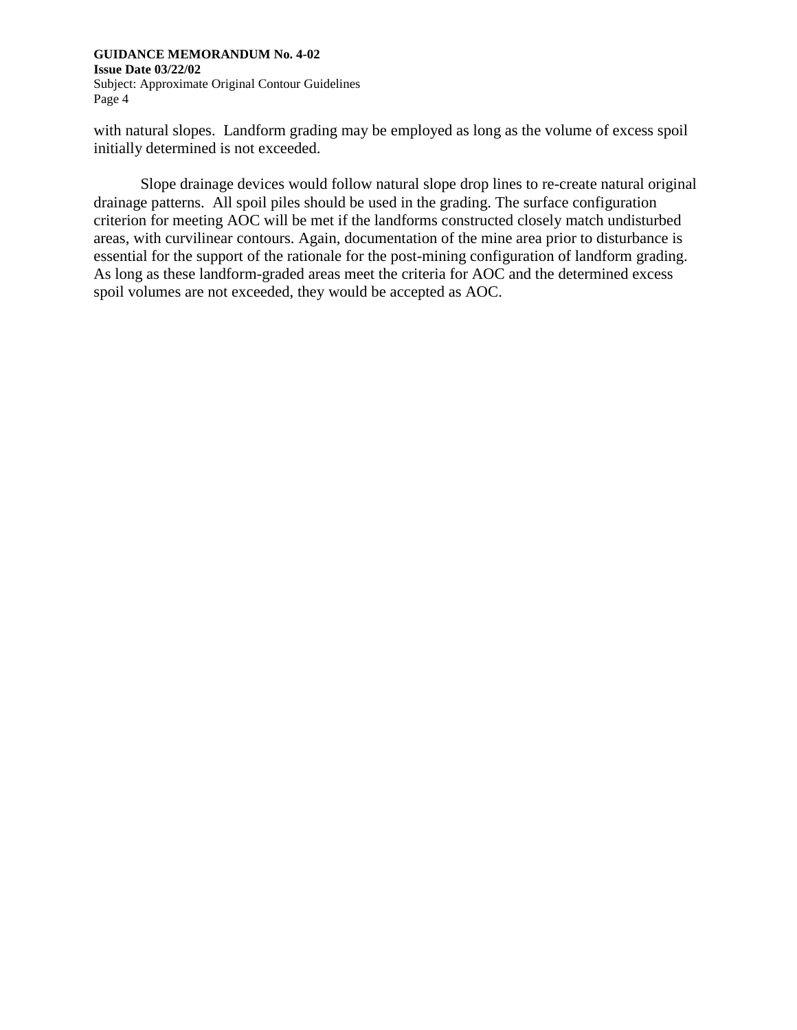with natural slopes. Landform grading may be employed as long as the volume of excess spoil initially determined is not exceeded.

Slope drainage devices would follow natural slope drop lines to re-create natural original drainage patterns. All spoil piles should be used in the grading. The surface configuration criterion for meeting AOC will be met if the landforms constructed closely match undisturbed areas, with curvilinear contours. Again, documentation of the mine area prior to disturbance is essential for the support of the rationale for the post-mining configuration of landform grading. As long as these landform-graded areas meet the criteria for AOC and the determined excess spoil volumes are not exceeded, they would be accepted as AOC.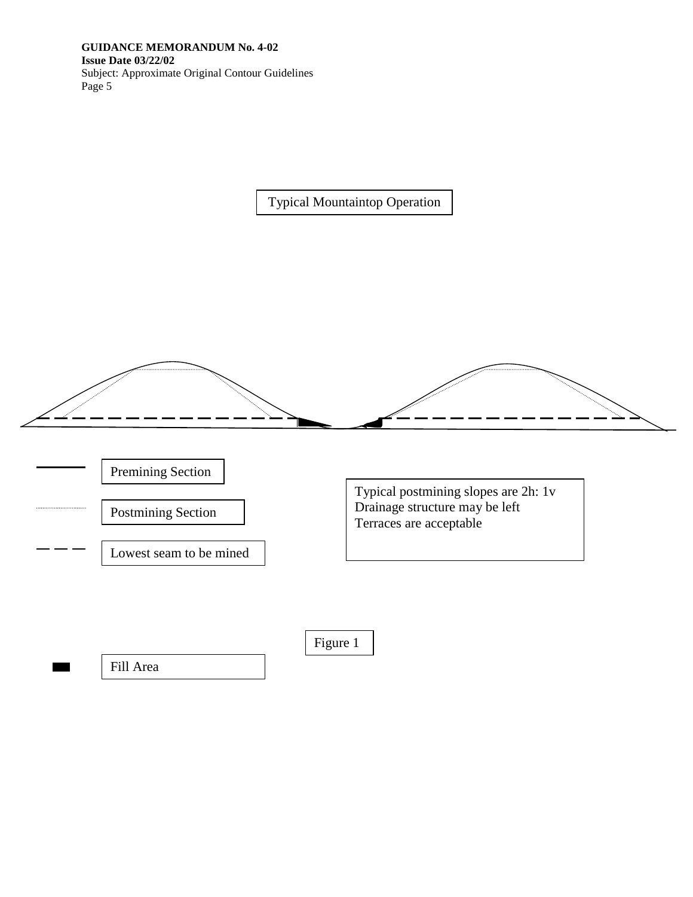Typical Mountaintop Operation

Premining Section

Postmining Section

Lowest seam to be mined

Fill Area

Typical postmining slopes are 2h: 1v
Drainage structure may be left
Terraces are acceptable

Figure 1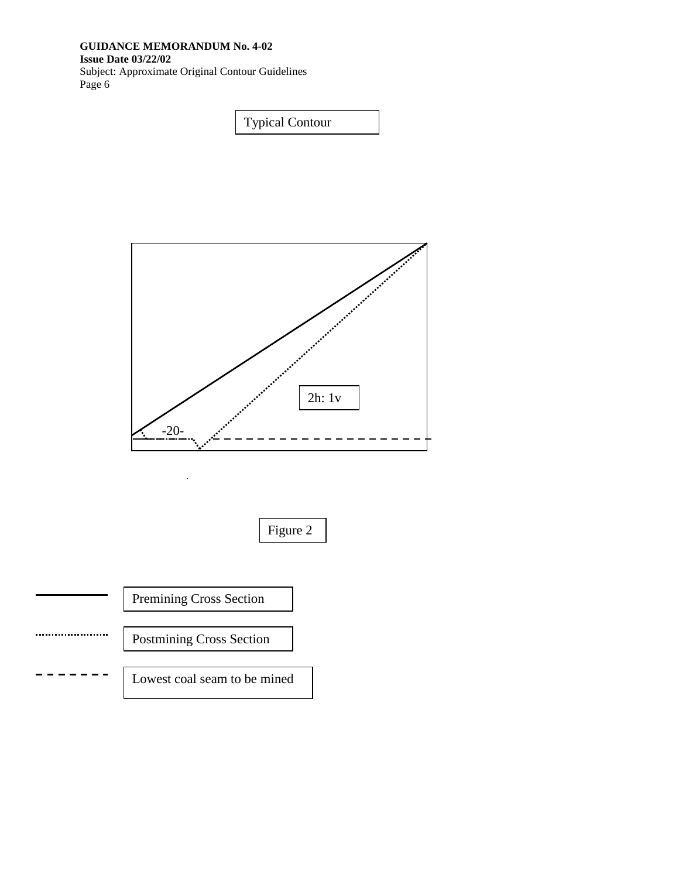Typical Contour

2h: 1v

-20-

Figure 2

Premining Cross Section

Postmining Cross Section

Lowest coal seam to be mined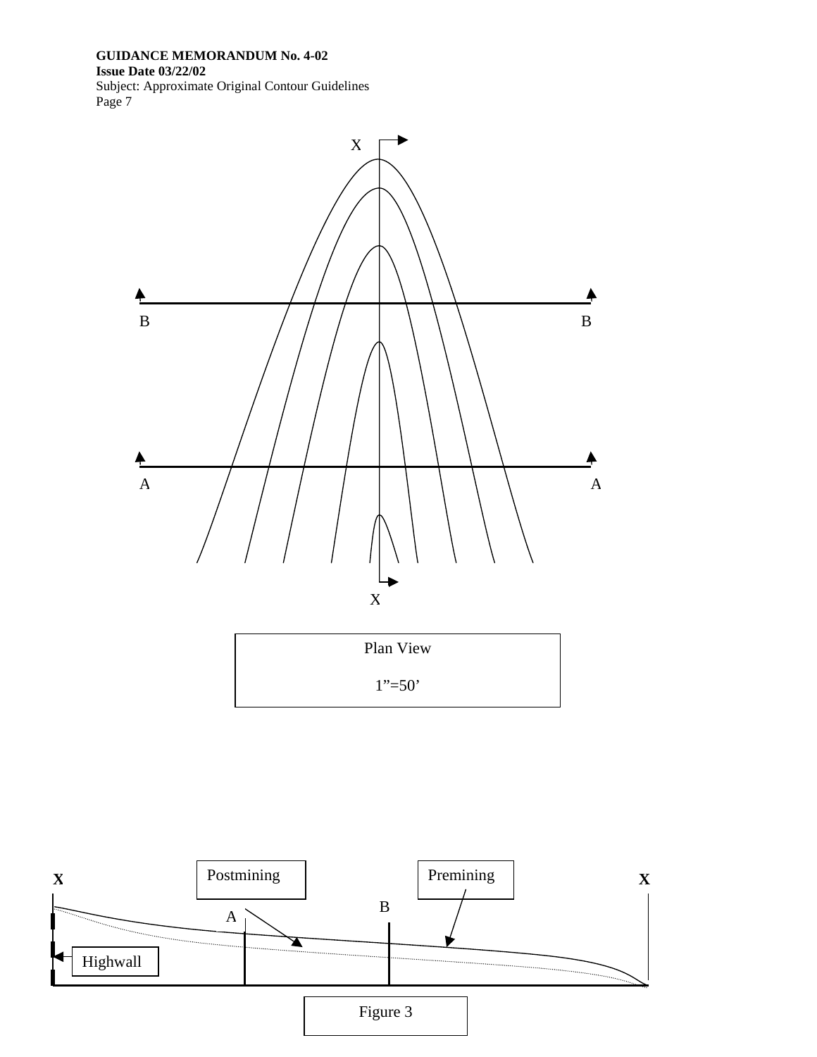X

B B

A A

X

Plan View

1"=50'

X Postmining Premining X

A B

Highwall

Figure 3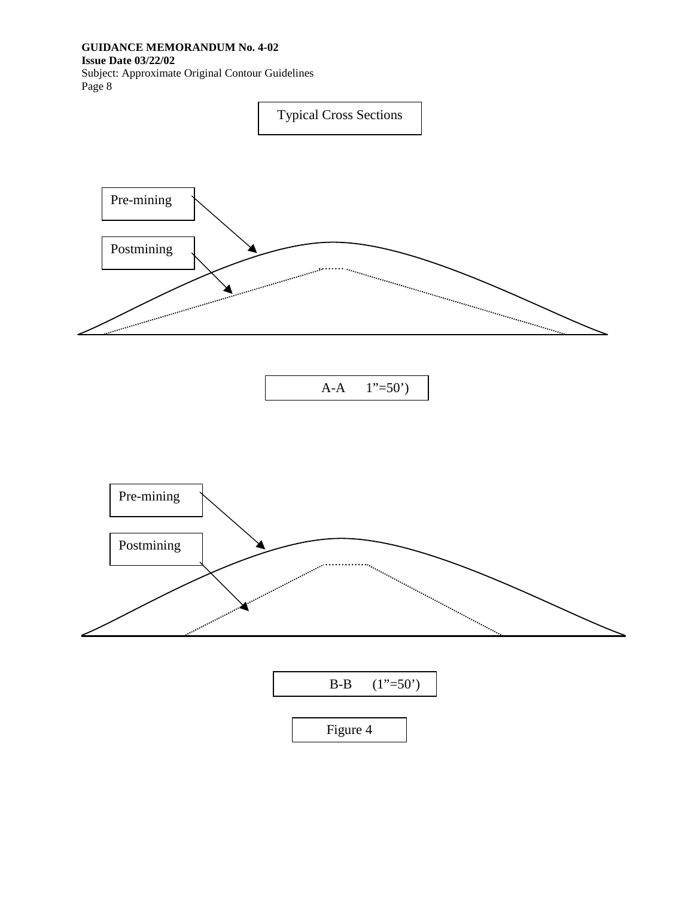Typical Cross Sections

Pre-mining

Postmining

A-A 1”=50’)

Pre-mining

Postmining

B-B (1”=50’)

Figure 4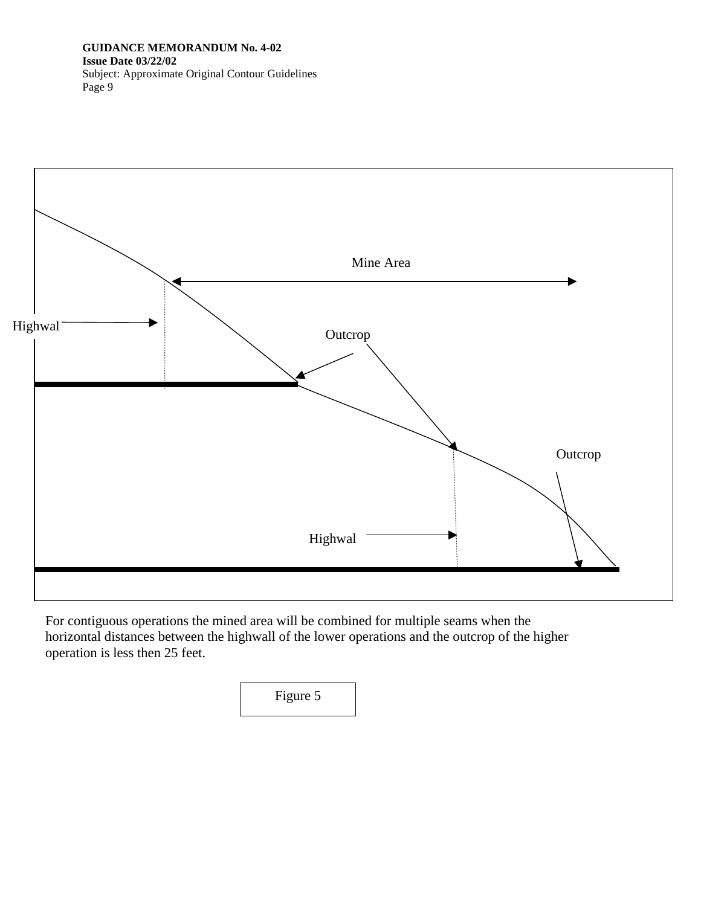Mine Area

Highwal

Outcrop

Outcrop

Highwal

For contiguous operations the mined area will be combined for multiple seams when the horizontal distances between the highwall of the lower operations and the outcrop of the higher operation is less then 25 feet.

Figure 5